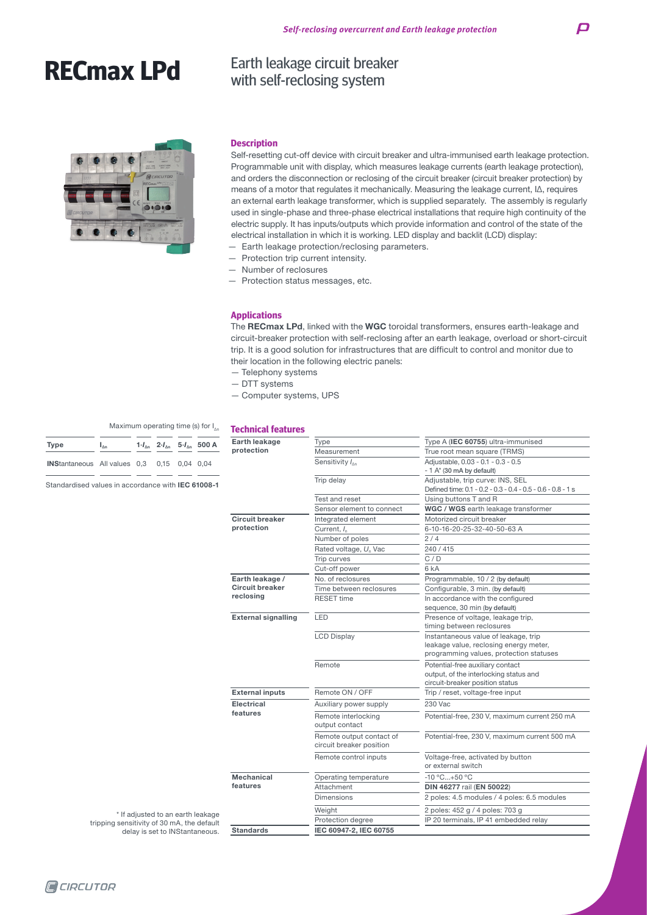# RECmax LPd

## Earth leakage circuit breaker with self-reclosing system

### Description

Self-resetting cut-off device with circuit breaker and ultra-immunised earth leakage protection. Programmable unit with display, which measures leakage currents (earth leakage protection), and orders the disconnection or reclosing of the circuit breaker (circuit breaker protection) by means of a motor that regulates it mechanically. Measuring the leakage current, IΔ, requires an external earth leakage transformer, which is supplied separately. The assembly is regularly used in single-phase and three-phase electrical installations that require high continuity of the electric supply. It has inputs/outputs which provide information and control of the state of the electrical installation in which it is working. LED display and backlit (LCD) display:

- Earth leakage protection/reclosing parameters.
- Protection trip current intensity.
- Number of reclosures
- Protection status messages, etc.

### Applications

The **RECmax LPd**, linked with the **WGC** toroidal transformers, ensures earth-leakage and circuit-breaker protection with self-reclosing after an earth leakage, overload or short-circuit trip. It is a good solution for infrastructures that are difficult to control and monitor due to their location in the following electric panels:

- Telephony systems
- DTT systems
- Computer systems, UPS

Maximum operating time (s) for $I_{\Delta n}$

| Type | $I_{\Delta n}$ | $1 \cdot I_{\Delta n}$ | $2 \cdot I_{\Delta n}$ | $5 \cdot I_{\Delta n}$ | 500 A |
|---|---|---|---|---|---|
| **INS**tantaneous | All values | 0,3 | 0,15 | 0,04 | 0,04 |

Standardised values in accordance with **IEC 61008-1**

### Technical features

| | | |
|---|---|---|
| **Earth leakage protection** | Type | Type A (**IEC 60755**) ultra-immunised |
| | Measurement | True root mean square (TRMS) |
| | Sensitivity $I_{\Delta n}$ | Adjustable, 0.03 - 0.1 - 0.3 - 0.5 - 1 A* (30 mA by default) |
| | Trip delay | Adjustable, trip curve: INS, SEL<br>Defined time: 0.1 - 0.2 - 0.3 - 0.4 - 0.5 - 0.6 - 0.8 - 1 s |
| | Test and reset | Using buttons T and R |
| | Sensor element to connect | **WGC / WGS** earth leakage transformer |
| **Circuit breaker protection** | Integrated element | Motorized circuit breaker |
| | Current, $I_n$ | 6-10-16-20-25-32-40-50-63 A |
| | Number of poles | 2 / 4 |
| | Rated voltage, $U_n$ Vac | 240 / 415 |
| | Trip curves | C / D |
| | Cut-off power | 6 kA |
| **Earth leakage / Circuit breaker reclosing** | No. of reclosures | Programmable, 10 / 2 (by default) |
| | Time between reclosures | Configurable, 3 min. (by default) |
| | RESET time | In accordance with the configured sequence, 30 min (by default) |
| **External signalling** | LED | Presence of voltage, leakage trip, timing between reclosures |
| | LCD Display | Instantaneous value of leakage, trip leakage value, reclosing energy meter, programming values, protection statuses |
| | Remote | Potential-free auxiliary contact output, of the interlocking status and circuit-breaker position status |
| **External inputs** | Remote ON / OFF | Trip / reset, voltage-free input |
| **Electrical features** | Auxiliary power supply | 230 Vac |
| | Remote interlocking output contact | Potential-free, 230 V, maximum current 250 mA |
| | Remote output contact of circuit breaker position | Potential-free, 230 V, maximum current 500 mA |
| | Remote control inputs | Voltage-free, activated by button or external switch |
| **Mechanical features** | Operating temperature | -10 ºC...+50 ºC |
| | Attachment | **DIN 46277** rail (**EN 50022**) |
| | Dimensions | 2 poles: 4.5 modules / 4 poles: 6.5 modules |
| | Weight | 2 poles: 452 g / 4 poles: 703 g |
| | Protection degree | IP 20 terminals, IP 41 embedded relay |
| **Standards** | IEC 60947-2, IEC 60755 | |

\* If adjusted to an earth leakage tripping sensitivity of 30 mA, the default delay is set to INStantaneous.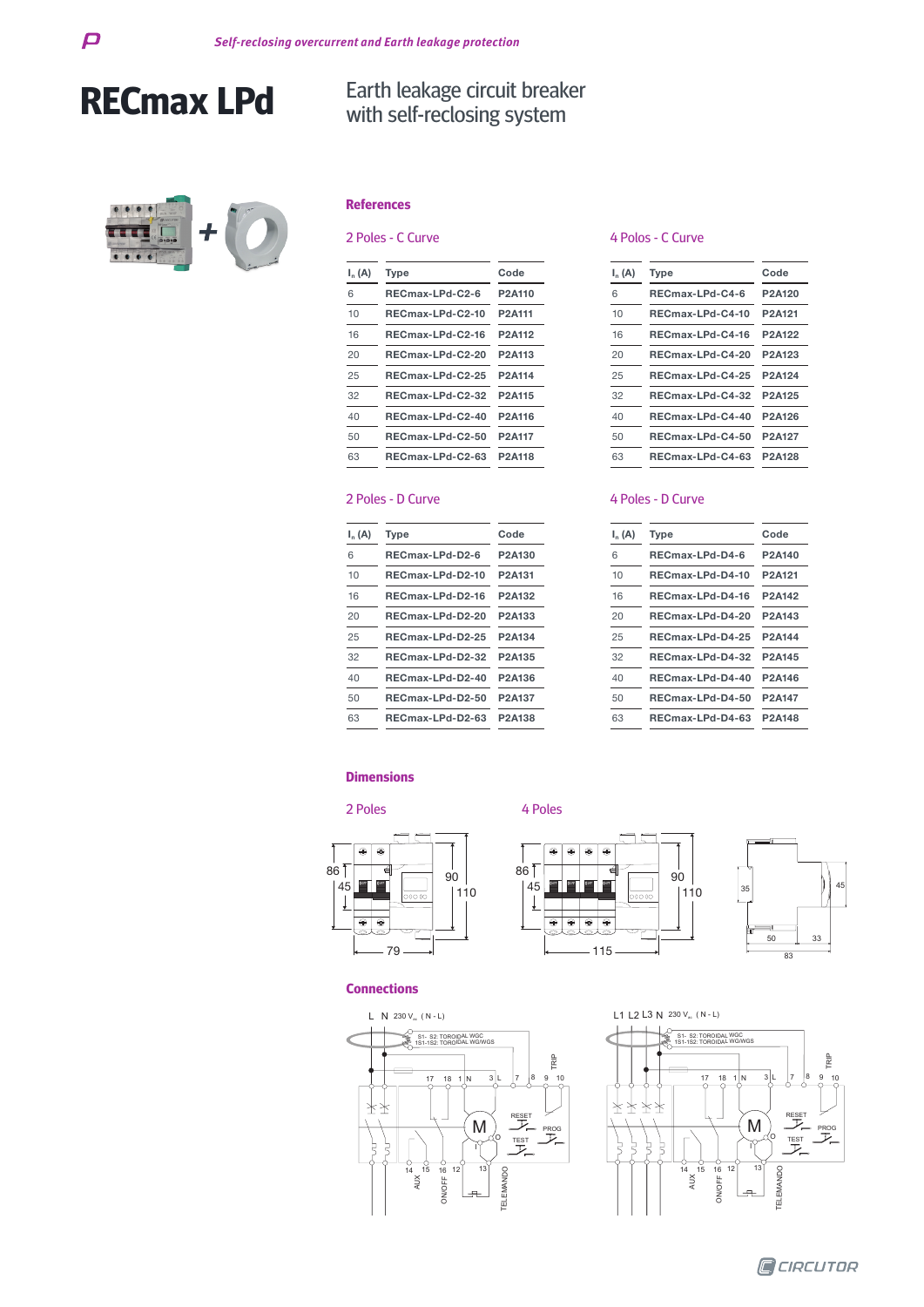# RECmax LPd

Earth leakage circuit breaker with self-reclosing system

## References

### 2 Poles - C Curve

| $I_n$ (A) | Type | Code |
|---|---|---|
| 6 | RECmax-LPd-C2-6 | P2A110 |
| 10 | RECmax-LPd-C2-10 | P2A111 |
| 16 | RECmax-LPd-C2-16 | P2A112 |
| 20 | RECmax-LPd-C2-20 | P2A113 |
| 25 | RECmax-LPd-C2-25 | P2A114 |
| 32 | RECmax-LPd-C2-32 | P2A115 |
| 40 | RECmax-LPd-C2-40 | P2A116 |
| 50 | RECmax-LPd-C2-50 | P2A117 |
| 63 | RECmax-LPd-C2-63 | P2A118 |

### 4 Polos - C Curve

| $I_n$ (A) | Type | Code |
|---|---|---|
| 6 | RECmax-LPd-C4-6 | P2A120 |
| 10 | RECmax-LPd-C4-10 | P2A121 |
| 16 | RECmax-LPd-C4-16 | P2A122 |
| 20 | RECmax-LPd-C4-20 | P2A123 |
| 25 | RECmax-LPd-C4-25 | P2A124 |
| 32 | RECmax-LPd-C4-32 | P2A125 |
| 40 | RECmax-LPd-C4-40 | P2A126 |
| 50 | RECmax-LPd-C4-50 | P2A127 |
| 63 | RECmax-LPd-C4-63 | P2A128 |

### 2 Poles - D Curve

| $I_n$ (A) | Type | Code |
|---|---|---|
| 6 | RECmax-LPd-D2-6 | P2A130 |
| 10 | RECmax-LPd-D2-10 | P2A131 |
| 16 | RECmax-LPd-D2-16 | P2A132 |
| 20 | RECmax-LPd-D2-20 | P2A133 |
| 25 | RECmax-LPd-D2-25 | P2A134 |
| 32 | RECmax-LPd-D2-32 | P2A135 |
| 40 | RECmax-LPd-D2-40 | P2A136 |
| 50 | RECmax-LPd-D2-50 | P2A137 |
| 63 | RECmax-LPd-D2-63 | P2A138 |

### 4 Poles - D Curve

| $I_n$ (A) | Type | Code |
|---|---|---|
| 6 | RECmax-LPd-D4-6 | P2A140 |
| 10 | RECmax-LPd-D4-10 | P2A121 |
| 16 | RECmax-LPd-D4-16 | P2A142 |
| 20 | RECmax-LPd-D4-20 | P2A143 |
| 25 | RECmax-LPd-D4-25 | P2A144 |
| 32 | RECmax-LPd-D4-32 | P2A145 |
| 40 | RECmax-LPd-D4-40 | P2A146 |
| 50 | RECmax-LPd-D4-50 | P2A147 |
| 63 | RECmax-LPd-D4-63 | P2A148 |

## Dimensions

2 Poles

86
45
90
110
79

4 Poles

86
45
90
110
115

35
45
50
33
83

## Connections

L N 230 $V_{ac}$ (N - L)

S1- S2: TOROIDAL WGC
1S1-1S2: TOROIDAL WG/WGS

17 18 1 N 3 L 7 8 9 10 TRIP

M RESET TEST PROG

14 15 16 12 13

AUX ON/OFF TELEMANDO

L1 L2 L3 N 230 $V_{ac}$ (N - L)

S1- S2: TOROIDAL WGC
1S1-1S2: TOROIDAL WG/WGS

17 18 1 N 3 L 7 8 9 10 TRIP

M RESET TEST PROG

14 15 16 12 13

AUX ON/OFF TELEMANDO